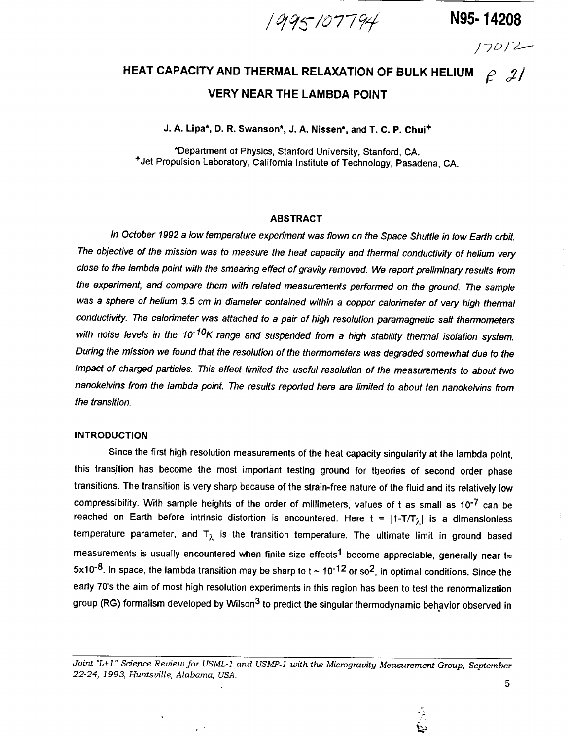1995107794

N95-14208

17012

# HEAT CAPACITY AND THERMAL RELAXATION OF BULK HELIUM VERY NEAR THE LAMBDA POINT

P 21

J. A. Lipa*, D. R. Swanson*, J. A. Nissen*, and T. C. P. Chui+

*Department of Physics, Stanford University, Stanford, CA.
+Jet Propulsion Laboratory, California Institute of Technology, Pasadena, CA.

## ABSTRACT

*In October 1992 a low temperature experiment was flown on the Space Shuttle in low Earth orbit. The objective of the mission was to measure the heat capacity and thermal conductivity of helium very close to the lambda point with the smearing effect of gravity removed. We report preliminary results from the experiment, and compare them with related measurements performed on the ground. The sample was a sphere of helium 3.5 cm in diameter contained within a copper calorimeter of very high thermal conductivity. The calorimeter was attached to a pair of high resolution paramagnetic salt thermometers with noise levels in the $10^{-10}$K range and suspended from a high stability thermal isolation system. During the mission we found that the resolution of the thermometers was degraded somewhat due to the impact of charged particles. This effect limited the useful resolution of the measurements to about two nanokelvins from the lambda point. The results reported here are limited to about ten nanokelvins from the transition.*

## INTRODUCTION

Since the first high resolution measurements of the heat capacity singularity at the lambda point, this transition has become the most important testing ground for theories of second order phase transitions. The transition is very sharp because of the strain-free nature of the fluid and its relatively low compressibility. With sample heights of the order of millimeters, values of t as small as $10^{-7}$ can be reached on Earth before intrinsic distortion is encountered. Here $t = |1-T/T_\lambda|$ is a dimensionless temperature parameter, and $T_\lambda$ is the transition temperature. The ultimate limit in ground based measurements is usually encountered when finite size effects[1] become appreciable, generally near $t \approx 5 \times 10^{-8}$. In space, the lambda transition may be sharp to $t \sim 10^{-12}$ or so[2], in optimal conditions. Since the early 70's the aim of most high resolution experiments in this region has been to test the renormalization group (RG) formalism developed by Wilson[3] to predict the singular thermodynamic behavior observed in

*Joint "L+1" Science Review for USML-1 and USMP-1 with the Microgravity Measurement Group, September 22-24, 1993, Huntsville, Alabama, USA.*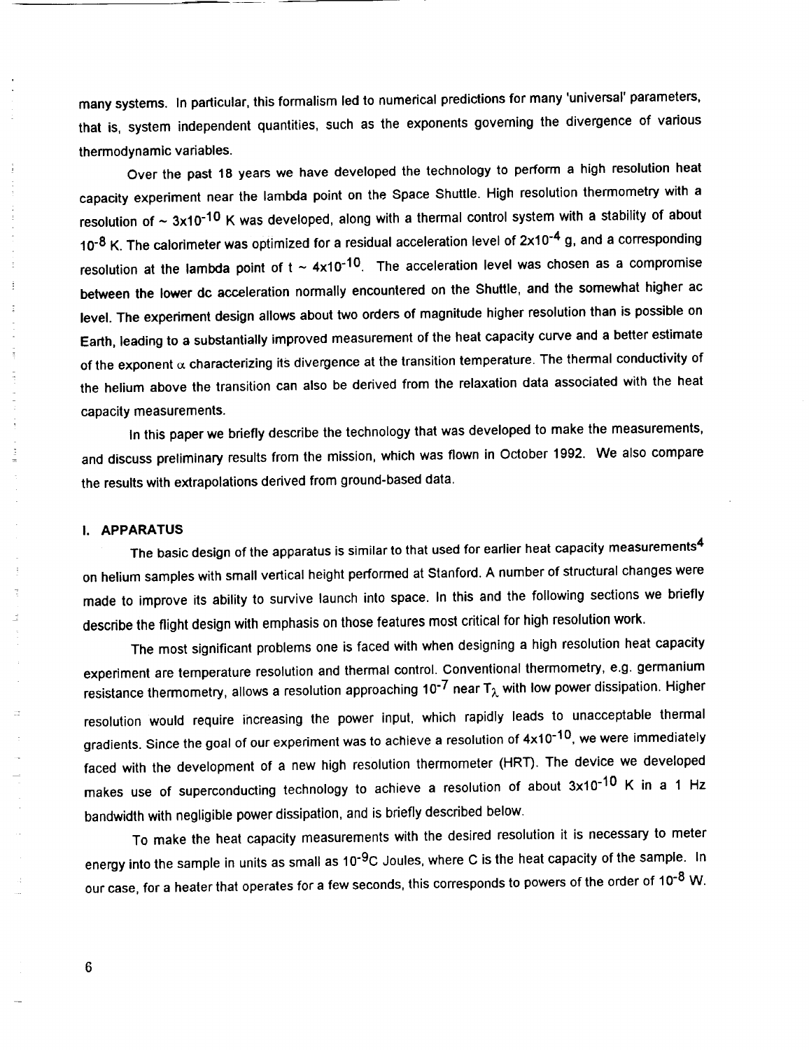many systems. In particular, this formalism led to numerical predictions for many 'universal' parameters, that is, system independent quantities, such as the exponents governing the divergence of various thermodynamic variables.

Over the past 18 years we have developed the technology to perform a high resolution heat capacity experiment near the lambda point on the Space Shuttle. High resolution thermometry with a resolution of ~ $3\times10^{-10}$ K was developed, along with a thermal control system with a stability of about $10^{-8}$ K. The calorimeter was optimized for a residual acceleration level of $2\times10^{-4}$ g, and a corresponding resolution at the lambda point of $t \sim 4\times10^{-10}$. The acceleration level was chosen as a compromise between the lower dc acceleration normally encountered on the Shuttle, and the somewhat higher ac level. The experiment design allows about two orders of magnitude higher resolution than is possible on Earth, leading to a substantially improved measurement of the heat capacity curve and a better estimate of the exponent $\alpha$ characterizing its divergence at the transition temperature. The thermal conductivity of the helium above the transition can also be derived from the relaxation data associated with the heat capacity measurements.

In this paper we briefly describe the technology that was developed to make the measurements, and discuss preliminary results from the mission, which was flown in October 1992. We also compare the results with extrapolations derived from ground-based data.

## I. APPARATUS

The basic design of the apparatus is similar to that used for earlier heat capacity measurements[4] on helium samples with small vertical height performed at Stanford. A number of structural changes were made to improve its ability to survive launch into space. In this and the following sections we briefly describe the flight design with emphasis on those features most critical for high resolution work.

The most significant problems one is faced with when designing a high resolution heat capacity experiment are temperature resolution and thermal control. Conventional thermometry, e.g. germanium resistance thermometry, allows a resolution approaching $10^{-7}$ near $T_\lambda$ with low power dissipation. Higher resolution would require increasing the power input, which rapidly leads to unacceptable thermal gradients. Since the goal of our experiment was to achieve a resolution of $4\times10^{-10}$, we were immediately faced with the development of a new high resolution thermometer (HRT). The device we developed makes use of superconducting technology to achieve a resolution of about $3\times10^{-10}$ K in a 1 Hz bandwidth with negligible power dissipation, and is briefly described below.

To make the heat capacity measurements with the desired resolution it is necessary to meter energy into the sample in units as small as $10^{-9}$C Joules, where C is the heat capacity of the sample. In our case, for a heater that operates for a few seconds, this corresponds to powers of the order of $10^{-8}$ W.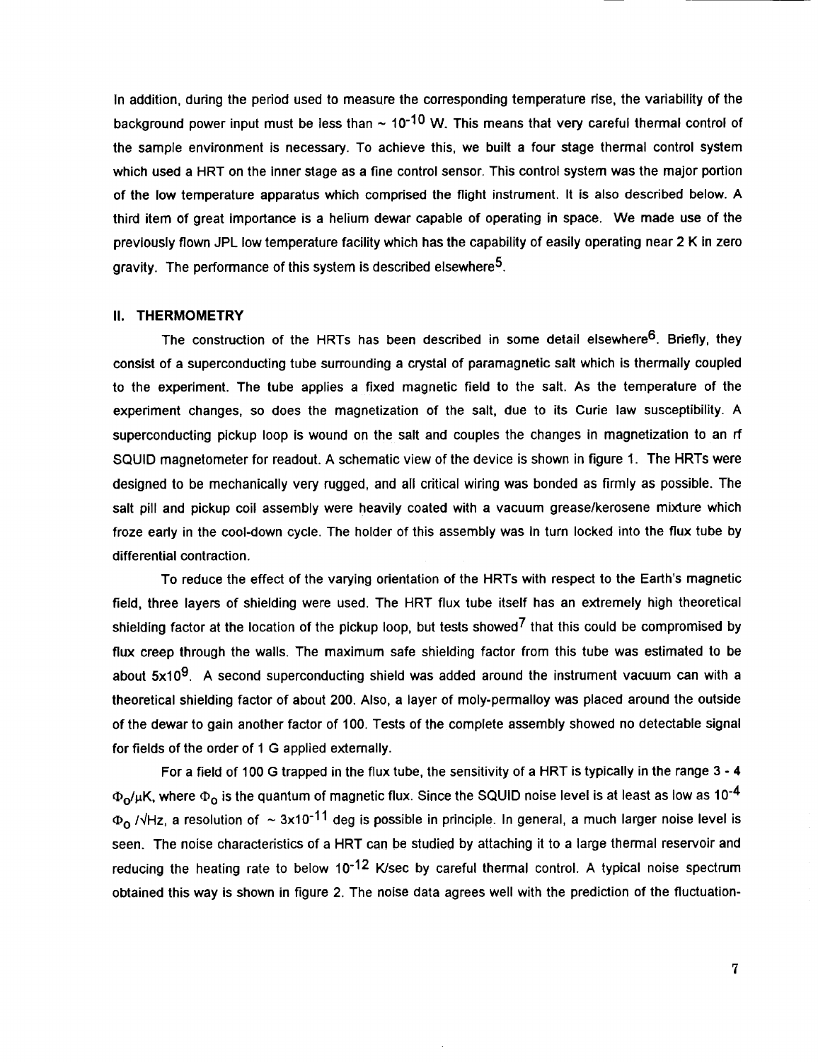In addition, during the period used to measure the corresponding temperature rise, the variability of the background power input must be less than ~ $10^{-10}$ W. This means that very careful thermal control of the sample environment is necessary. To achieve this, we built a four stage thermal control system which used a HRT on the inner stage as a fine control sensor. This control system was the major portion of the low temperature apparatus which comprised the flight instrument. It is also described below. A third item of great importance is a helium dewar capable of operating in space. We made use of the previously flown JPL low temperature facility which has the capability of easily operating near 2 K in zero gravity. The performance of this system is described elsewhere[5].

## II. THERMOMETRY

The construction of the HRTs has been described in some detail elsewhere[6]. Briefly, they consist of a superconducting tube surrounding a crystal of paramagnetic salt which is thermally coupled to the experiment. The tube applies a fixed magnetic field to the salt. As the temperature of the experiment changes, so does the magnetization of the salt, due to its Curie law susceptibility. A superconducting pickup loop is wound on the salt and couples the changes in magnetization to an rf SQUID magnetometer for readout. A schematic view of the device is shown in figure 1. The HRTs were designed to be mechanically very rugged, and all critical wiring was bonded as firmly as possible. The salt pill and pickup coil assembly were heavily coated with a vacuum grease/kerosene mixture which froze early in the cool-down cycle. The holder of this assembly was in turn locked into the flux tube by differential contraction.

To reduce the effect of the varying orientation of the HRTs with respect to the Earth's magnetic field, three layers of shielding were used. The HRT flux tube itself has an extremely high theoretical shielding factor at the location of the pickup loop, but tests showed[7] that this could be compromised by flux creep through the walls. The maximum safe shielding factor from this tube was estimated to be about $5 \times 10^{9}$. A second superconducting shield was added around the instrument vacuum can with a theoretical shielding factor of about 200. Also, a layer of moly-permalloy was placed around the outside of the dewar to gain another factor of 100. Tests of the complete assembly showed no detectable signal for fields of the order of 1 G applied externally.

For a field of 100 G trapped in the flux tube, the sensitivity of a HRT is typically in the range 3 - 4 $\Phi_0/\mu$K, where $\Phi_0$ is the quantum of magnetic flux. Since the SQUID noise level is at least as low as $10^{-4}$ $\Phi_0/\sqrt{\text{Hz}}$, a resolution of ~ $3 \times 10^{-11}$ deg is possible in principle. In general, a much larger noise level is seen. The noise characteristics of a HRT can be studied by attaching it to a large thermal reservoir and reducing the heating rate to below $10^{-12}$ K/sec by careful thermal control. A typical noise spectrum obtained this way is shown in figure 2. The noise data agrees well with the prediction of the fluctuation-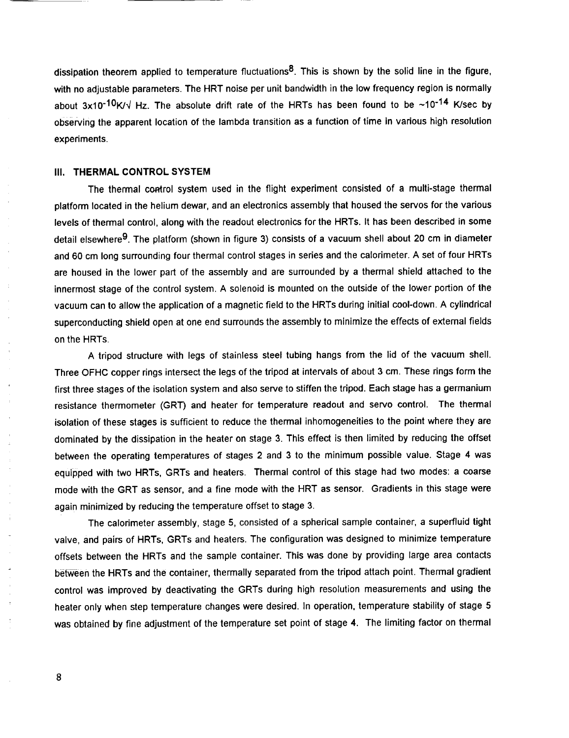dissipation theorem applied to temperature fluctuations[8]. This is shown by the solid line in the figure, with no adjustable parameters. The HRT noise per unit bandwidth in the low frequency region is normally about $3\times10^{-10}$K/$\sqrt{}$ Hz. The absolute drift rate of the HRTs has been found to be ~$10^{-14}$ K/sec by observing the apparent location of the lambda transition as a function of time in various high resolution experiments.

## III. THERMAL CONTROL SYSTEM

The thermal control system used in the flight experiment consisted of a multi-stage thermal platform located in the helium dewar, and an electronics assembly that housed the servos for the various levels of thermal control, along with the readout electronics for the HRTs. It has been described in some detail elsewhere[9]. The platform (shown in figure 3) consists of a vacuum shell about 20 cm in diameter and 60 cm long surrounding four thermal control stages in series and the calorimeter. A set of four HRTs are housed in the lower part of the assembly and are surrounded by a thermal shield attached to the innermost stage of the control system. A solenoid is mounted on the outside of the lower portion of the vacuum can to allow the application of a magnetic field to the HRTs during initial cool-down. A cylindrical superconducting shield open at one end surrounds the assembly to minimize the effects of external fields on the HRTs.

A tripod structure with legs of stainless steel tubing hangs from the lid of the vacuum shell. Three OFHC copper rings intersect the legs of the tripod at intervals of about 3 cm. These rings form the first three stages of the isolation system and also serve to stiffen the tripod. Each stage has a germanium resistance thermometer (GRT) and heater for temperature readout and servo control. The thermal isolation of these stages is sufficient to reduce the thermal inhomogeneities to the point where they are dominated by the dissipation in the heater on stage 3. This effect is then limited by reducing the offset between the operating temperatures of stages 2 and 3 to the minimum possible value. Stage 4 was equipped with two HRTs, GRTs and heaters. Thermal control of this stage had two modes: a coarse mode with the GRT as sensor, and a fine mode with the HRT as sensor. Gradients in this stage were again minimized by reducing the temperature offset to stage 3.

The calorimeter assembly, stage 5, consisted of a spherical sample container, a superfluid tight valve, and pairs of HRTs, GRTs and heaters. The configuration was designed to minimize temperature offsets between the HRTs and the sample container. This was done by providing large area contacts between the HRTs and the container, thermally separated from the tripod attach point. Thermal gradient control was improved by deactivating the GRTs during high resolution measurements and using the heater only when step temperature changes were desired. In operation, temperature stability of stage 5 was obtained by fine adjustment of the temperature set point of stage 4. The limiting factor on thermal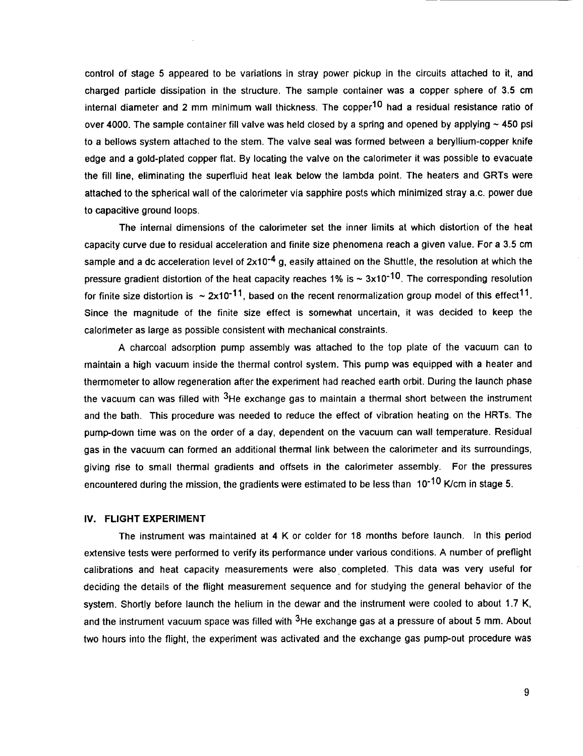control of stage 5 appeared to be variations in stray power pickup in the circuits attached to it, and charged particle dissipation in the structure. The sample container was a copper sphere of 3.5 cm internal diameter and 2 mm minimum wall thickness. The copper[10] had a residual resistance ratio of over 4000. The sample container fill valve was held closed by a spring and opened by applying ~ 450 psi to a bellows system attached to the stem. The valve seal was formed between a beryllium-copper knife edge and a gold-plated copper flat. By locating the valve on the calorimeter it was possible to evacuate the fill line, eliminating the superfluid heat leak below the lambda point. The heaters and GRTs were attached to the spherical wall of the calorimeter via sapphire posts which minimized stray a.c. power due to capacitive ground loops.

The internal dimensions of the calorimeter set the inner limits at which distortion of the heat capacity curve due to residual acceleration and finite size phenomena reach a given value. For a 3.5 cm sample and a dc acceleration level of $2 \times 10^{-4}$ g, easily attained on the Shuttle, the resolution at which the pressure gradient distortion of the heat capacity reaches 1% is $\sim 3 \times 10^{-10}$. The corresponding resolution for finite size distortion is $\sim 2 \times 10^{-11}$, based on the recent renormalization group model of this effect[11]. Since the magnitude of the finite size effect is somewhat uncertain, it was decided to keep the calorimeter as large as possible consistent with mechanical constraints.

A charcoal adsorption pump assembly was attached to the top plate of the vacuum can to maintain a high vacuum inside the thermal control system. This pump was equipped with a heater and thermometer to allow regeneration after the experiment had reached earth orbit. During the launch phase the vacuum can was filled with $^3$He exchange gas to maintain a thermal short between the instrument and the bath. This procedure was needed to reduce the effect of vibration heating on the HRTs. The pump-down time was on the order of a day, dependent on the vacuum can wall temperature. Residual gas in the vacuum can formed an additional thermal link between the calorimeter and its surroundings, giving rise to small thermal gradients and offsets in the calorimeter assembly. For the pressures encountered during the mission, the gradients were estimated to be less than $10^{-10}$ K/cm in stage 5.

## IV. FLIGHT EXPERIMENT

The instrument was maintained at 4 K or colder for 18 months before launch. In this period extensive tests were performed to verify its performance under various conditions. A number of preflight calibrations and heat capacity measurements were also completed. This data was very useful for deciding the details of the flight measurement sequence and for studying the general behavior of the system. Shortly before launch the helium in the dewar and the instrument were cooled to about 1.7 K, and the instrument vacuum space was filled with $^3$He exchange gas at a pressure of about 5 mm. About two hours into the flight, the experiment was activated and the exchange gas pump-out procedure was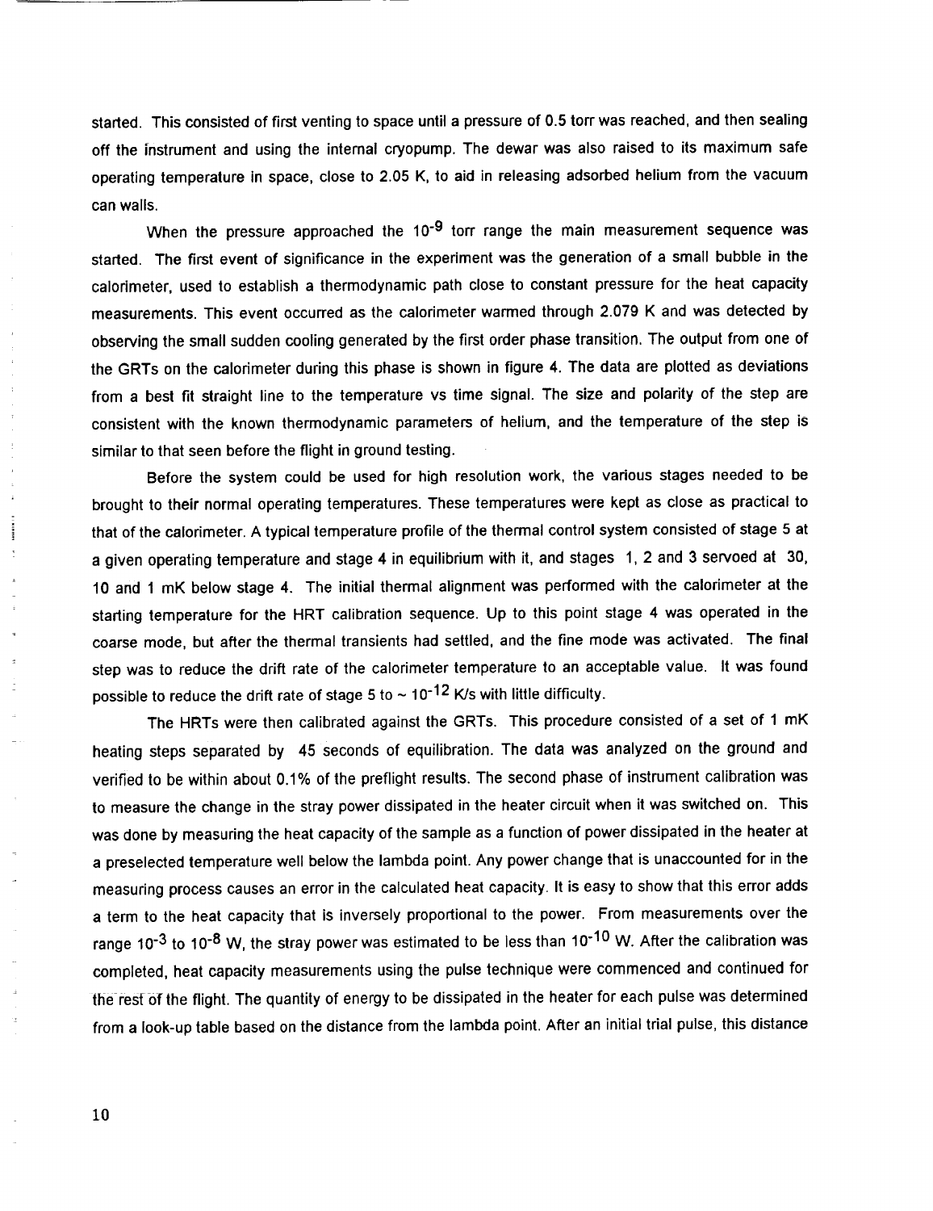started. This consisted of first venting to space until a pressure of 0.5 torr was reached, and then sealing off the instrument and using the internal cryopump. The dewar was also raised to its maximum safe operating temperature in space, close to 2.05 K, to aid in releasing adsorbed helium from the vacuum can walls.

When the pressure approached the $10^{-9}$ torr range the main measurement sequence was started. The first event of significance in the experiment was the generation of a small bubble in the calorimeter, used to establish a thermodynamic path close to constant pressure for the heat capacity measurements. This event occurred as the calorimeter warmed through 2.079 K and was detected by observing the small sudden cooling generated by the first order phase transition. The output from one of the GRTs on the calorimeter during this phase is shown in figure 4. The data are plotted as deviations from a best fit straight line to the temperature vs time signal. The size and polarity of the step are consistent with the known thermodynamic parameters of helium, and the temperature of the step is similar to that seen before the flight in ground testing.

Before the system could be used for high resolution work, the various stages needed to be brought to their normal operating temperatures. These temperatures were kept as close as practical to that of the calorimeter. A typical temperature profile of the thermal control system consisted of stage 5 at a given operating temperature and stage 4 in equilibrium with it, and stages 1, 2 and 3 servoed at 30, 10 and 1 mK below stage 4. The initial thermal alignment was performed with the calorimeter at the starting temperature for the HRT calibration sequence. Up to this point stage 4 was operated in the coarse mode, but after the thermal transients had settled, and the fine mode was activated. The final step was to reduce the drift rate of the calorimeter temperature to an acceptable value. It was found possible to reduce the drift rate of stage 5 to ~ $10^{-12}$ K/s with little difficulty.

The HRTs were then calibrated against the GRTs. This procedure consisted of a set of 1 mK heating steps separated by 45 seconds of equilibration. The data was analyzed on the ground and verified to be within about 0.1% of the preflight results. The second phase of instrument calibration was to measure the change in the stray power dissipated in the heater circuit when it was switched on. This was done by measuring the heat capacity of the sample as a function of power dissipated in the heater at a preselected temperature well below the lambda point. Any power change that is unaccounted for in the measuring process causes an error in the calculated heat capacity. It is easy to show that this error adds a term to the heat capacity that is inversely proportional to the power. From measurements over the range $10^{-3}$ to $10^{-8}$ W, the stray power was estimated to be less than $10^{-10}$ W. After the calibration was completed, heat capacity measurements using the pulse technique were commenced and continued for the rest of the flight. The quantity of energy to be dissipated in the heater for each pulse was determined from a look-up table based on the distance from the lambda point. After an initial trial pulse, this distance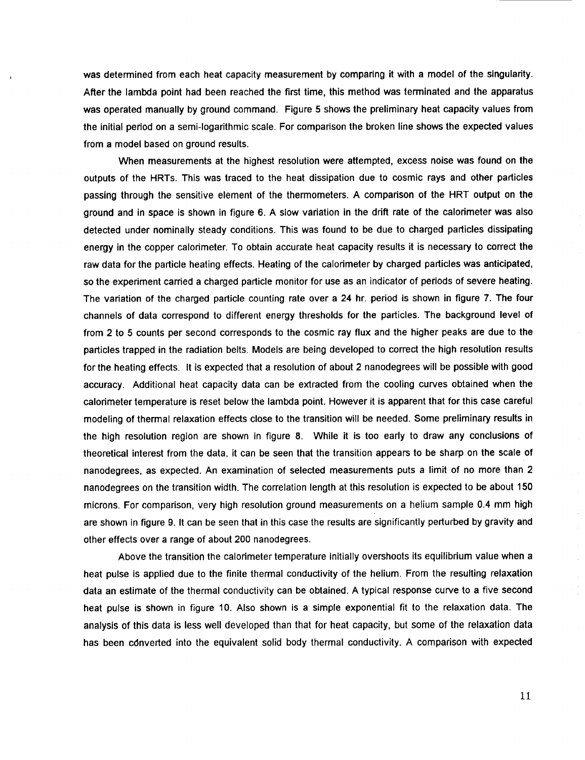was determined from each heat capacity measurement by comparing it with a model of the singularity. After the lambda point had been reached the first time, this method was terminated and the apparatus was operated manually by ground command. Figure 5 shows the preliminary heat capacity values from the initial period on a semi-logarithmic scale. For comparison the broken line shows the expected values from a model based on ground results.

When measurements at the highest resolution were attempted, excess noise was found on the outputs of the HRTs. This was traced to the heat dissipation due to cosmic rays and other particles passing through the sensitive element of the thermometers. A comparison of the HRT output on the ground and in space is shown in figure 6. A slow variation in the drift rate of the calorimeter was also detected under nominally steady conditions. This was found to be due to charged particles dissipating energy in the copper calorimeter. To obtain accurate heat capacity results it is necessary to correct the raw data for the particle heating effects. Heating of the calorimeter by charged particles was anticipated, so the experiment carried a charged particle monitor for use as an indicator of periods of severe heating. The variation of the charged particle counting rate over a 24 hr. period is shown in figure 7. The four channels of data correspond to different energy thresholds for the particles. The background level of from 2 to 5 counts per second corresponds to the cosmic ray flux and the higher peaks are due to the particles trapped in the radiation belts. Models are being developed to correct the high resolution results for the heating effects. It is expected that a resolution of about 2 nanodegrees will be possible with good accuracy. Additional heat capacity data can be extracted from the cooling curves obtained when the calorimeter temperature is reset below the lambda point. However it is apparent that for this case careful modeling of thermal relaxation effects close to the transition will be needed. Some preliminary results in the high resolution region are shown in figure 8. While it is too early to draw any conclusions of theoretical interest from the data, it can be seen that the transition appears to be sharp on the scale of nanodegrees, as expected. An examination of selected measurements puts a limit of no more than 2 nanodegrees on the transition width. The correlation length at this resolution is expected to be about 150 microns. For comparison, very high resolution ground measurements on a helium sample 0.4 mm high are shown in figure 9. It can be seen that in this case the results are significantly perturbed by gravity and other effects over a range of about 200 nanodegrees.

Above the transition the calorimeter temperature initially overshoots its equilibrium value when a heat pulse is applied due to the finite thermal conductivity of the helium. From the resulting relaxation data an estimate of the thermal conductivity can be obtained. A typical response curve to a five second heat pulse is shown in figure 10. Also shown is a simple exponential fit to the relaxation data. The analysis of this data is less well developed than that for heat capacity, but some of the relaxation data has been converted into the equivalent solid body thermal conductivity. A comparison with expected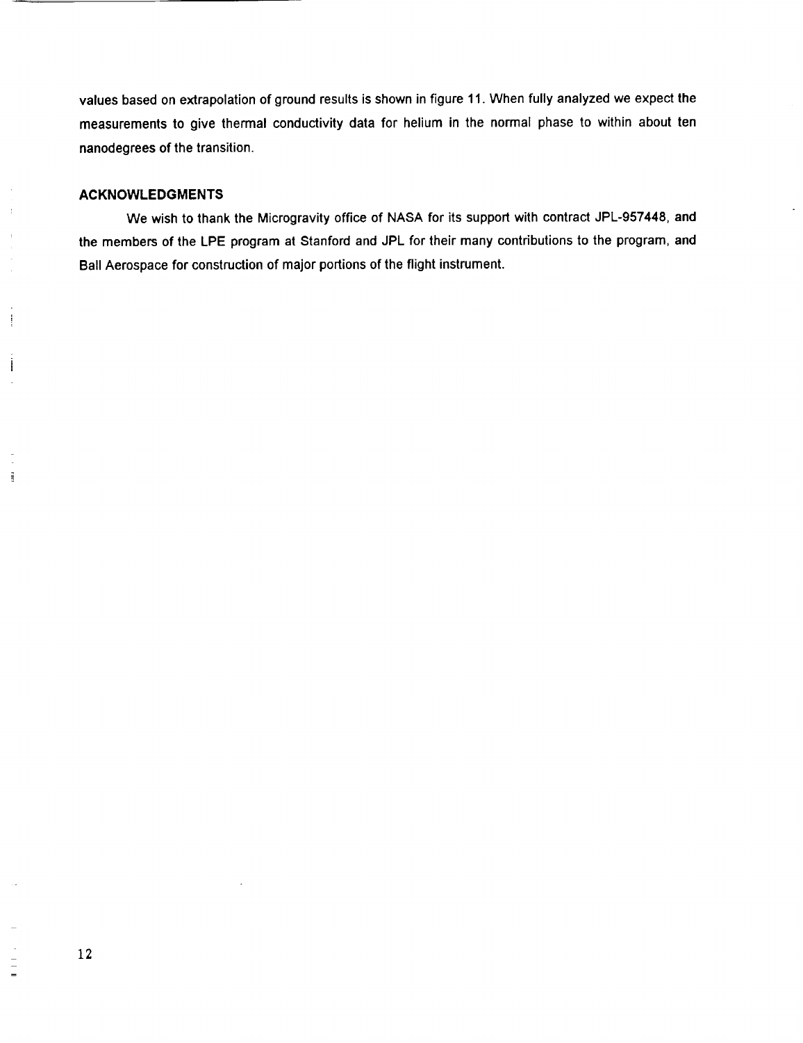values based on extrapolation of ground results is shown in figure 11. When fully analyzed we expect the measurements to give thermal conductivity data for helium in the normal phase to within about ten nanodegrees of the transition.

## ACKNOWLEDGMENTS

We wish to thank the Microgravity office of NASA for its support with contract JPL-957448, and the members of the LPE program at Stanford and JPL for their many contributions to the program, and Ball Aerospace for construction of major portions of the flight instrument.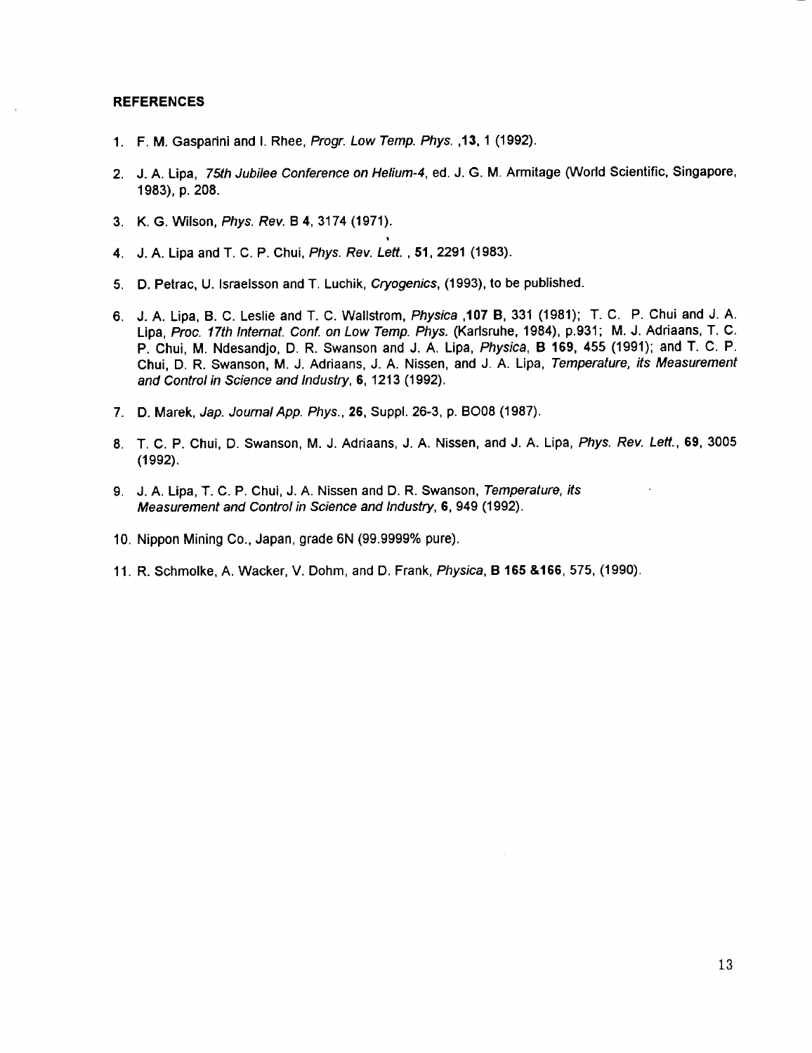#### REFERENCES

1. F. M. Gasparini and I. Rhee, *Progr. Low Temp. Phys.* ,**13**, 1 (1992).

2. J. A. Lipa, *75th Jubilee Conference on Helium-4*, ed. J. G. M. Armitage (World Scientific, Singapore, 1983), p. 208.

3. K. G. Wilson, *Phys. Rev.* B **4**, 3174 (1971).

4. J. A. Lipa and T. C. P. Chui, *Phys. Rev. Lett.* , **51**, 2291 (1983).

5. D. Petrac, U. Israelsson and T. Luchik, *Cryogenics*, (1993), to be published.

6. J. A. Lipa, B. C. Leslie and T. C. Wallstrom, *Physica* ,**107 B**, 331 (1981); T. C. P. Chui and J. A. Lipa, *Proc. 17th Internat. Conf. on Low Temp. Phys.* (Karlsruhe, 1984), p.931; M. J. Adriaans, T. C. P. Chui, M. Ndesandjo, D. R. Swanson and J. A. Lipa, *Physica*, **B 169**, 455 (1991); and T. C. P. Chui, D. R. Swanson, M. J. Adriaans, J. A. Nissen, and J. A. Lipa, *Temperature, its Measurement and Control in Science and Industry*, **6**, 1213 (1992).

7. D. Marek, *Jap. Journal App. Phys.*, **26**, Suppl. 26-3, p. BO08 (1987).

8. T. C. P. Chui, D. Swanson, M. J. Adriaans, J. A. Nissen, and J. A. Lipa, *Phys. Rev. Lett.*, **69**, 3005 (1992).

9. J. A. Lipa, T. C. P. Chui, J. A. Nissen and D. R. Swanson, *Temperature, its Measurement and Control in Science and Industry*, **6**, 949 (1992).

10. Nippon Mining Co., Japan, grade 6N (99.9999% pure).

11. R. Schmolke, A. Wacker, V. Dohm, and D. Frank, *Physica*, **B 165 &166**, 575, (1990).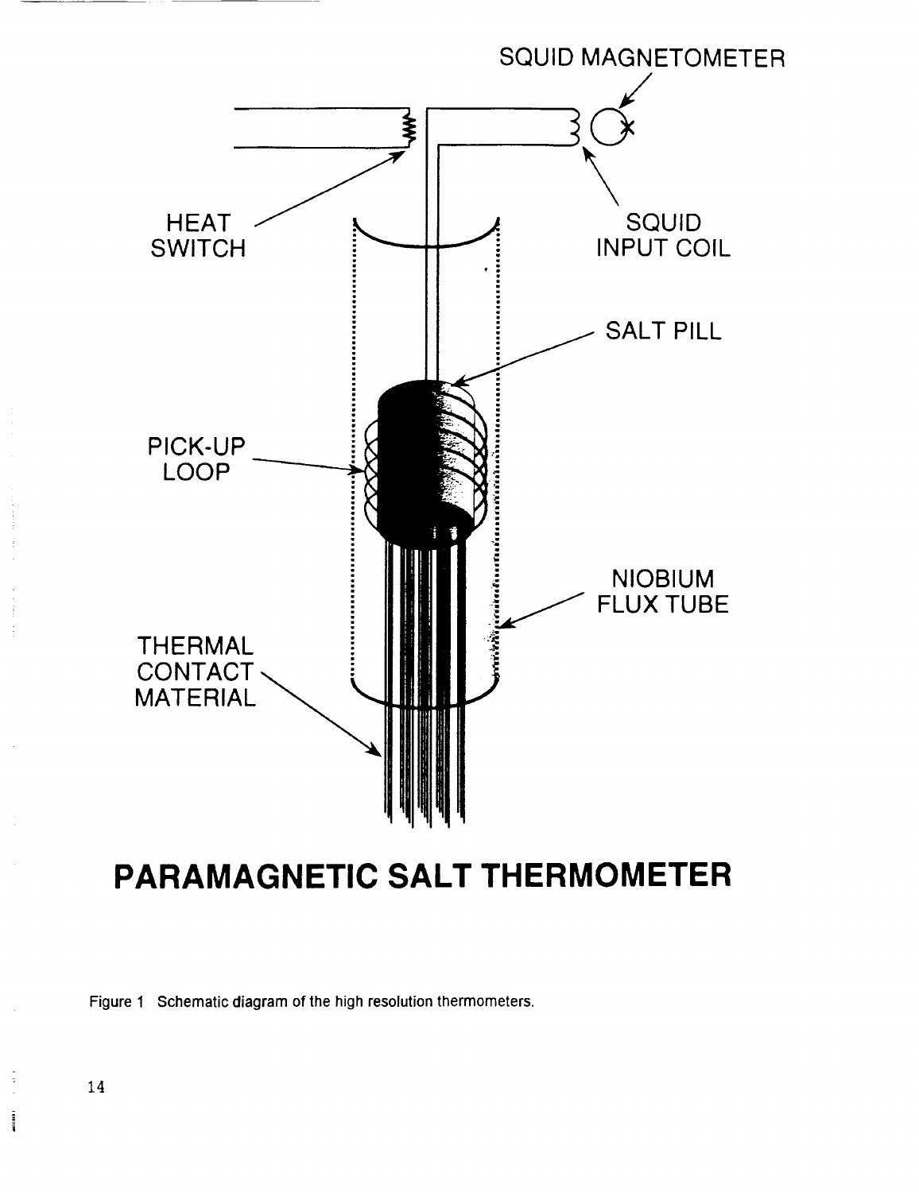SQUID MAGNETOMETER

HEAT SWITCH

SQUID INPUT COIL

SALT PILL

PICK-UP LOOP

NIOBIUM FLUX TUBE

THERMAL CONTACT MATERIAL

**PARAMAGNETIC SALT THERMOMETER**

Figure 1 Schematic diagram of the high resolution thermometers.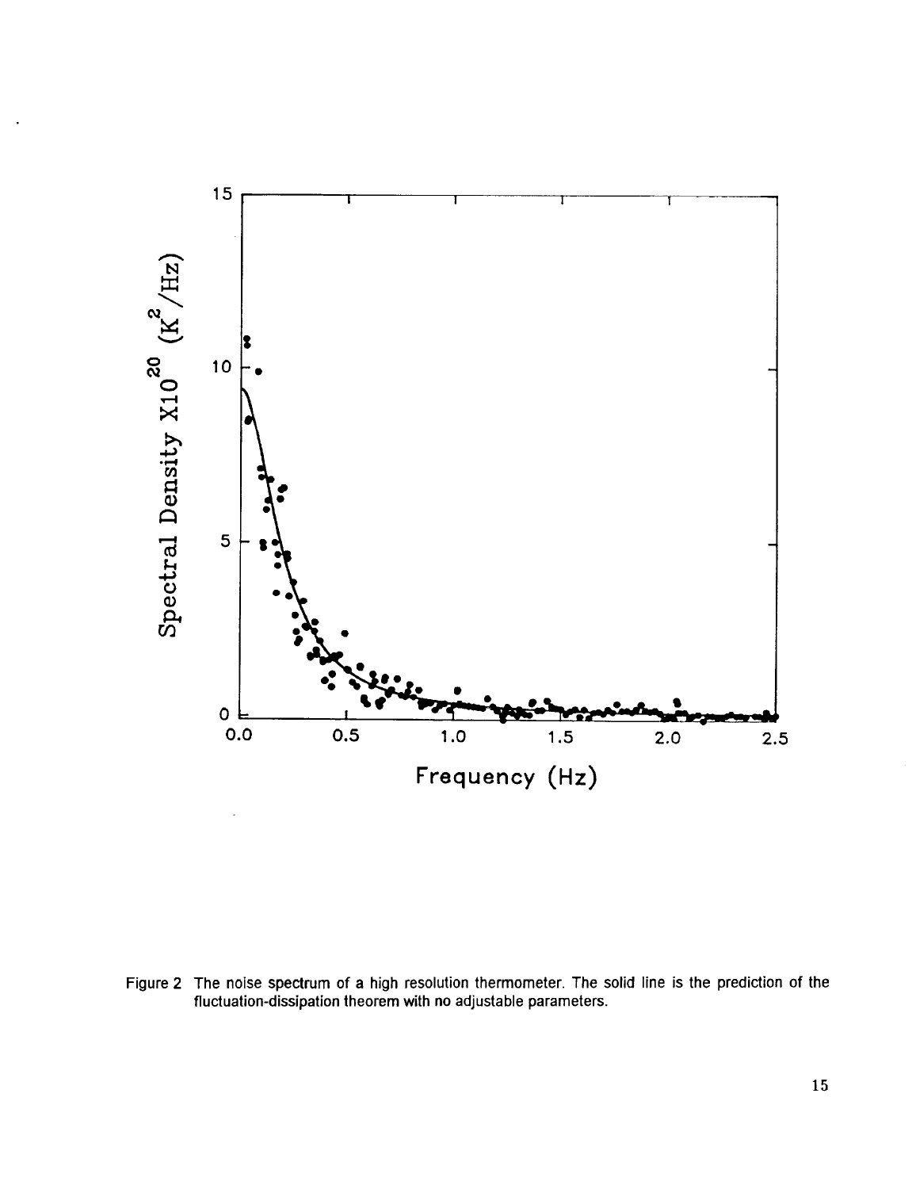Figure 2 The noise spectrum of a high resolution thermometer. The solid line is the prediction of the fluctuation-dissipation theorem with no adjustable parameters.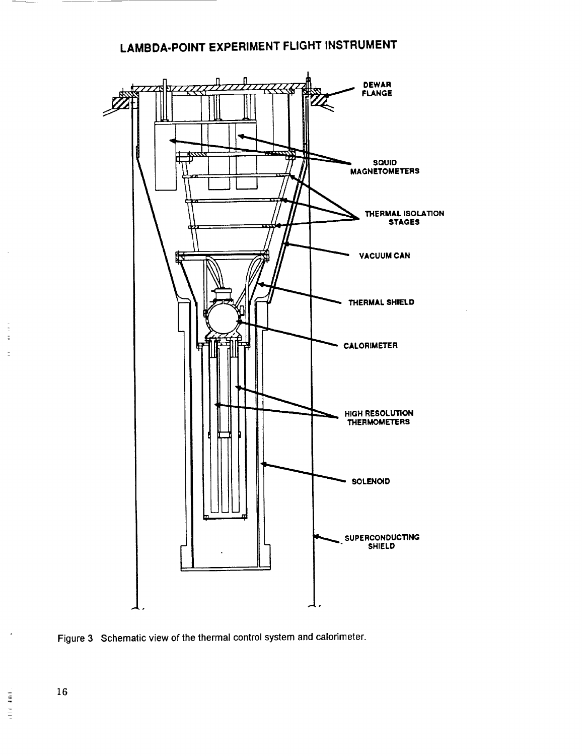LAMBDA-POINT EXPERIMENT FLIGHT INSTRUMENT

DEWAR FLANGE

SQUID MAGNETOMETERS

THERMAL ISOLATION STAGES

VACUUM CAN

THERMAL SHIELD

CALORIMETER

HIGH RESOLUTION THERMOMETERS

SOLENOID

SUPERCONDUCTING SHIELD

Figure 3 Schematic view of the thermal control system and calorimeter.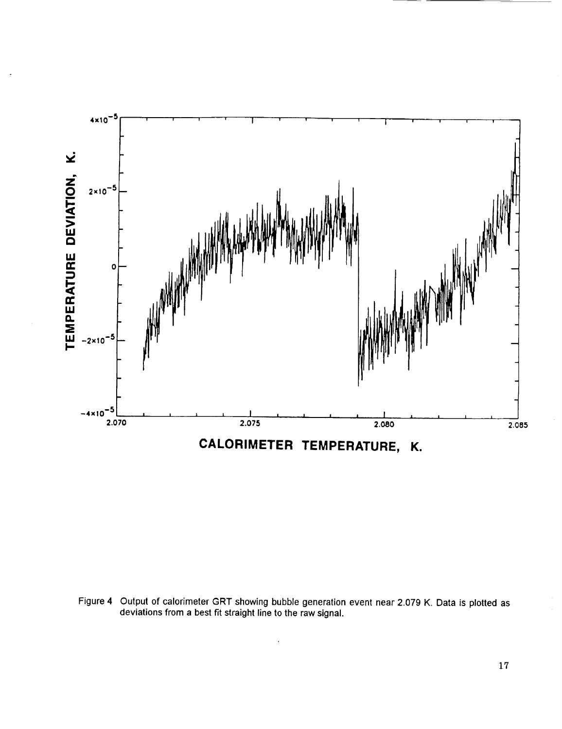Figure 4 Output of calorimeter GRT showing bubble generation event near 2.079 K. Data is plotted as deviations from a best fit straight line to the raw signal.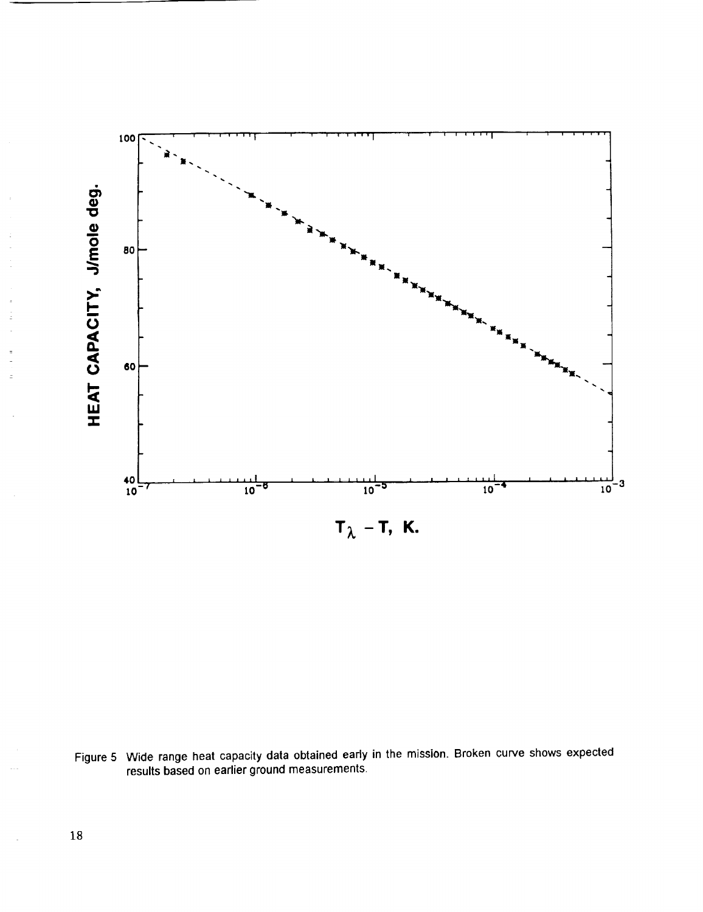Figure 5 Wide range heat capacity data obtained early in the mission. Broken curve shows expected results based on earlier ground measurements.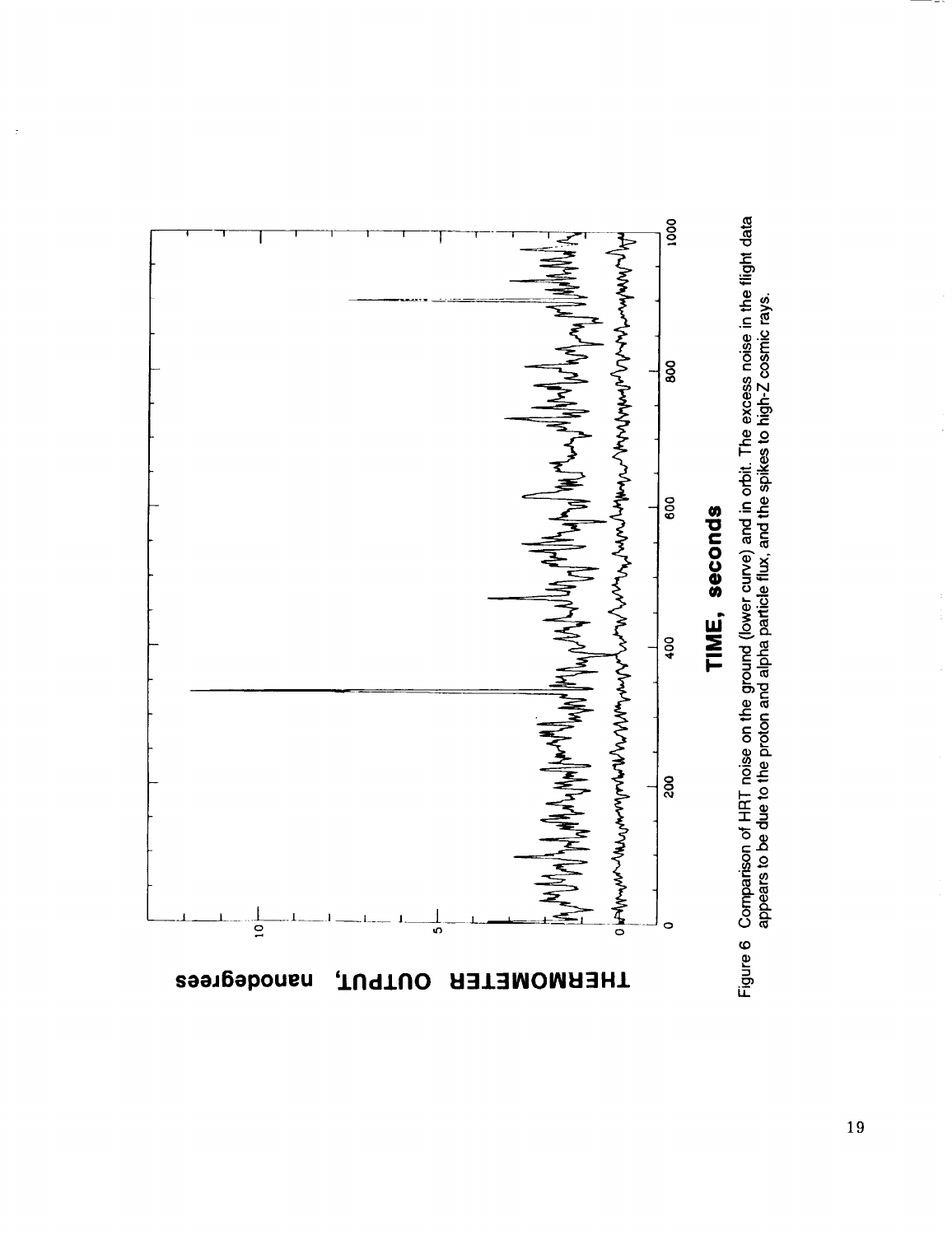Figure 6 Comparison of HRT noise on the ground (lower curve) and in orbit. The excess noise in the flight data appears to be due to the proton and alpha particle flux, and the spikes to high-Z cosmic rays.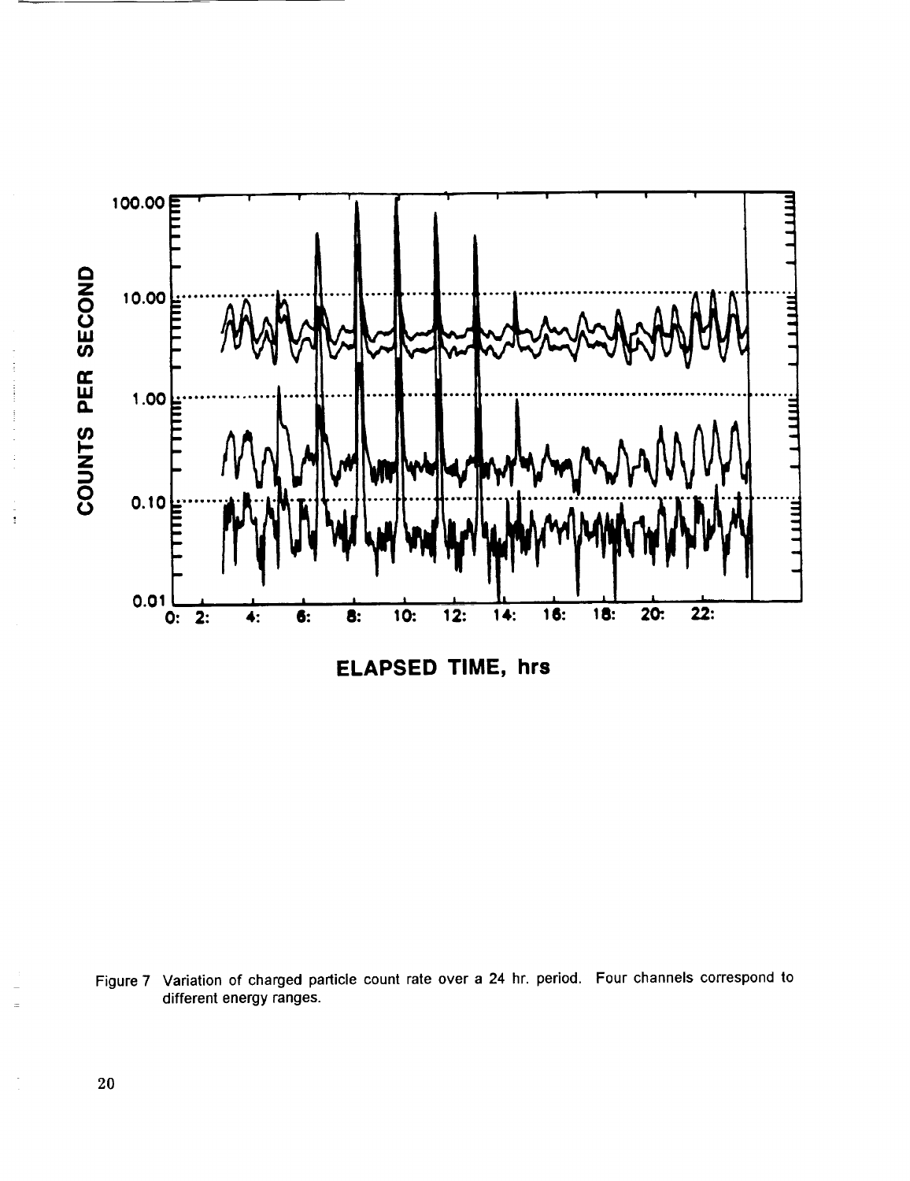Figure 7 Variation of charged particle count rate over a 24 hr. period. Four channels correspond to different energy ranges.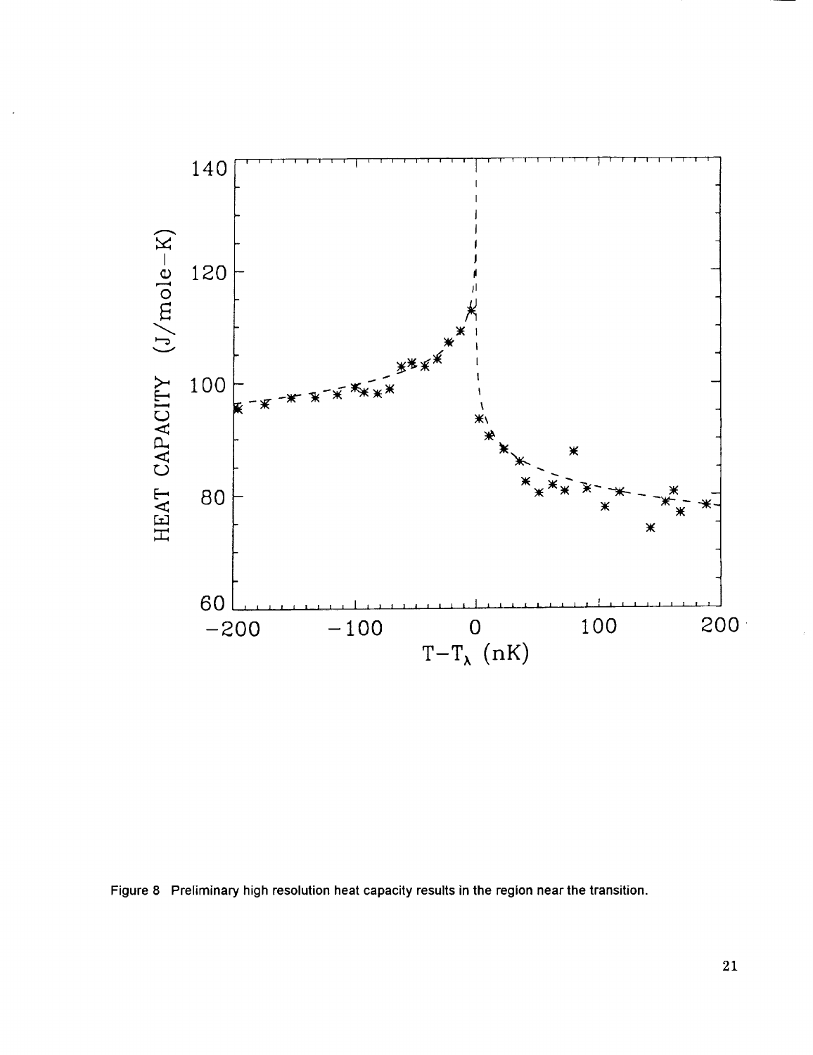Figure 8 Preliminary high resolution heat capacity results in the region near the transition.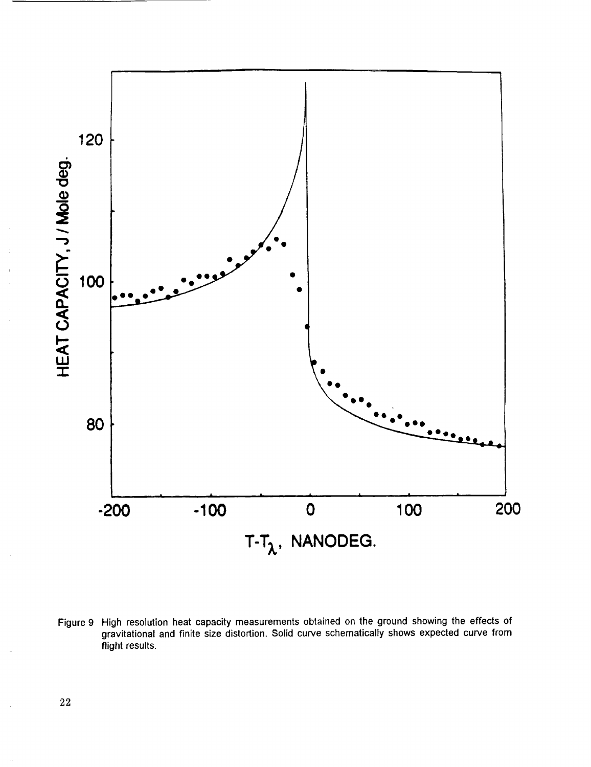Figure 9 High resolution heat capacity measurements obtained on the ground showing the effects of gravitational and finite size distortion. Solid curve schematically shows expected curve from flight results.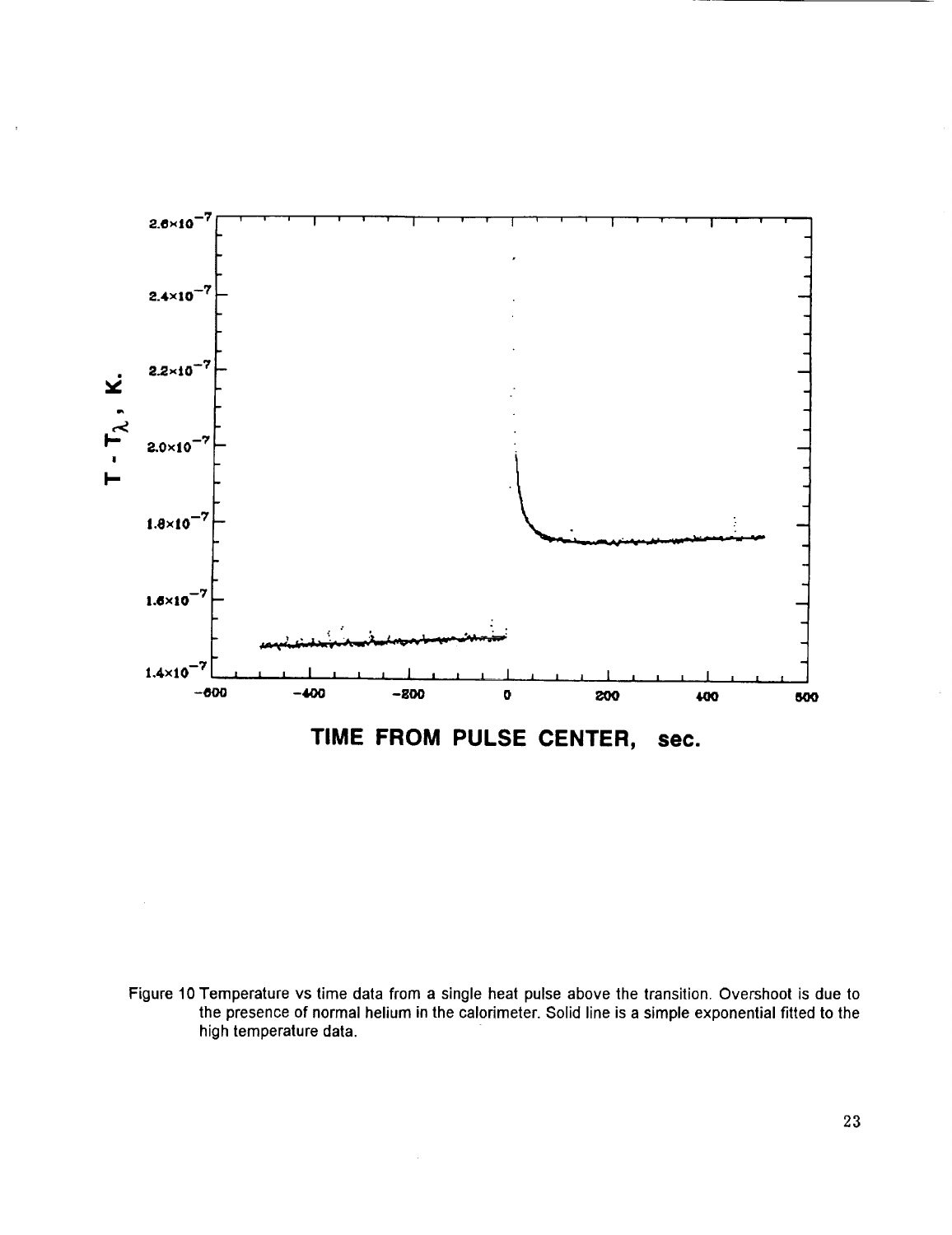Figure 10 Temperature vs time data from a single heat pulse above the transition. Overshoot is due to the presence of normal helium in the calorimeter. Solid line is a simple exponential fitted to the high temperature data.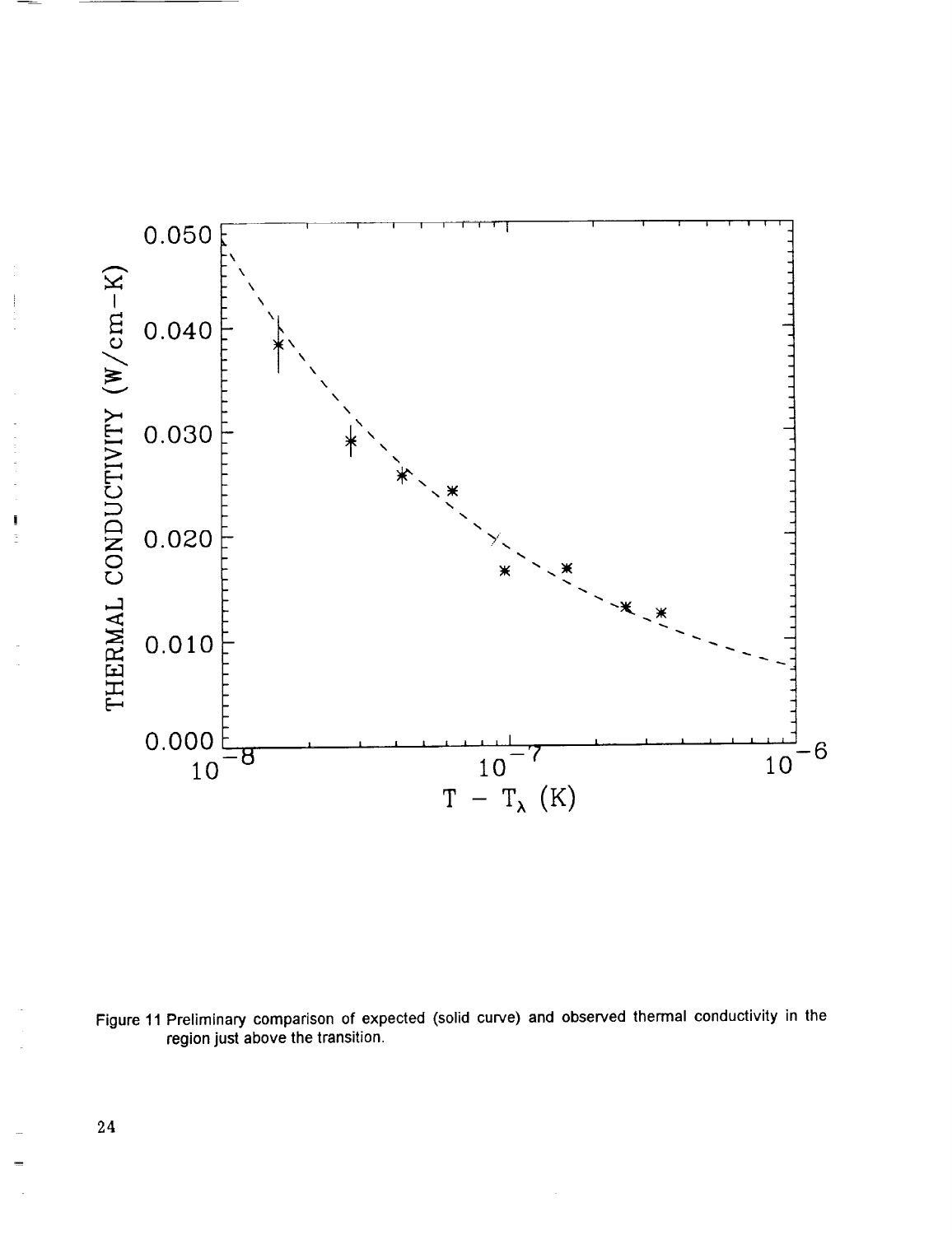Figure 11 Preliminary comparison of expected (solid curve) and observed thermal conductivity in the region just above the transition.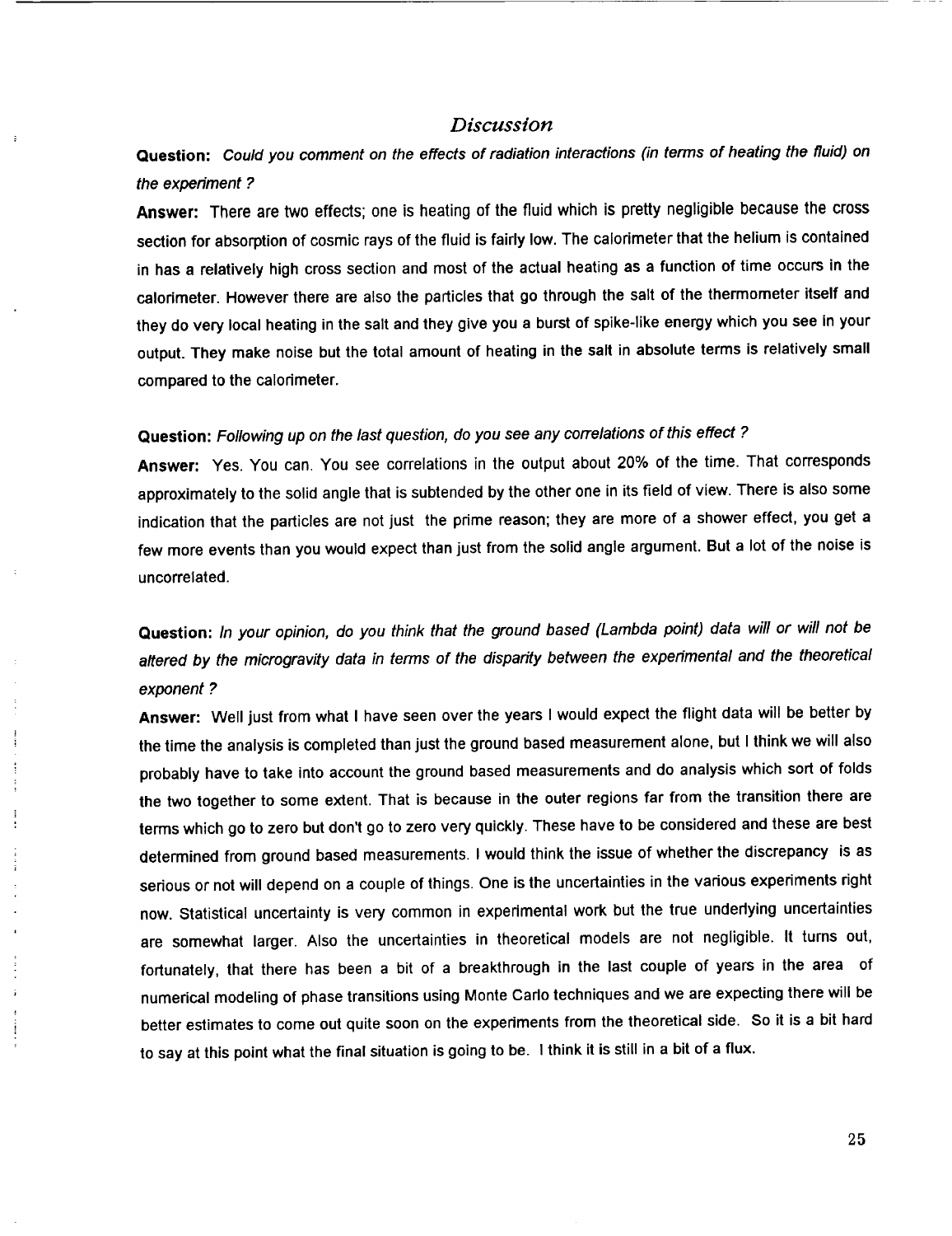## *Discussion*

**Question:** *Could you comment on the effects of radiation interactions (in terms of heating the fluid) on the experiment ?*

**Answer:** There are two effects; one is heating of the fluid which is pretty negligible because the cross section for absorption of cosmic rays of the fluid is fairly low. The calorimeter that the helium is contained in has a relatively high cross section and most of the actual heating as a function of time occurs in the calorimeter. However there are also the particles that go through the salt of the thermometer itself and they do very local heating in the salt and they give you a burst of spike-like energy which you see in your output. They make noise but the total amount of heating in the salt in absolute terms is relatively small compared to the calorimeter.

**Question:** *Following up on the last question, do you see any correlations of this effect ?*

**Answer:** Yes. You can. You see correlations in the output about 20% of the time. That corresponds approximately to the solid angle that is subtended by the other one in its field of view. There is also some indication that the particles are not just the prime reason; they are more of a shower effect, you get a few more events than you would expect than just from the solid angle argument. But a lot of the noise is uncorrelated.

**Question:** *In your opinion, do you think that the ground based (Lambda point) data will or will not be altered by the microgravity data in terms of the disparity between the experimental and the theoretical exponent ?*

**Answer:** Well just from what I have seen over the years I would expect the flight data will be better by the time the analysis is completed than just the ground based measurement alone, but I think we will also probably have to take into account the ground based measurements and do analysis which sort of folds the two together to some extent. That is because in the outer regions far from the transition there are terms which go to zero but don't go to zero very quickly. These have to be considered and these are best determined from ground based measurements. I would think the issue of whether the discrepancy is as serious or not will depend on a couple of things. One is the uncertainties in the various experiments right now. Statistical uncertainty is very common in experimental work but the true underlying uncertainties are somewhat larger. Also the uncertainties in theoretical models are not negligible. It turns out, fortunately, that there has been a bit of a breakthrough in the last couple of years in the area of numerical modeling of phase transitions using Monte Carlo techniques and we are expecting there will be better estimates to come out quite soon on the experiments from the theoretical side. So it is a bit hard to say at this point what the final situation is going to be. I think it is still in a bit of a flux.